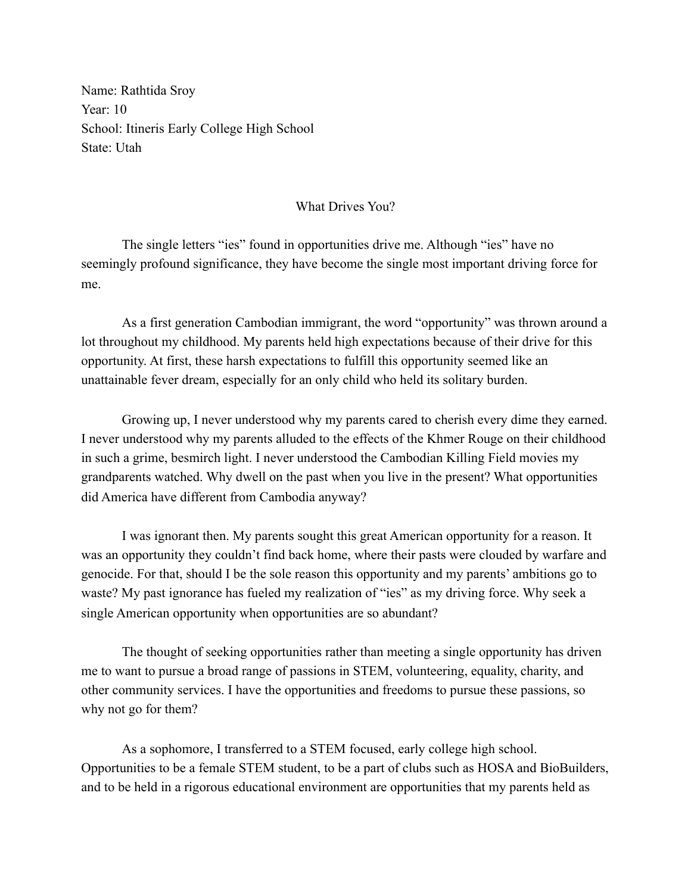Name: Rathtida Sroy
Year: 10
School: Itineris Early College High School
State: Utah

## What Drives You?

The single letters "ies" found in opportunities drive me. Although "ies" have no seemingly profound significance, they have become the single most important driving force for me.

As a first generation Cambodian immigrant, the word "opportunity" was thrown around a lot throughout my childhood. My parents held high expectations because of their drive for this opportunity. At first, these harsh expectations to fulfill this opportunity seemed like an unattainable fever dream, especially for an only child who held its solitary burden.

Growing up, I never understood why my parents cared to cherish every dime they earned. I never understood why my parents alluded to the effects of the Khmer Rouge on their childhood in such a grime, besmirch light. I never understood the Cambodian Killing Field movies my grandparents watched. Why dwell on the past when you live in the present? What opportunities did America have different from Cambodia anyway?

I was ignorant then. My parents sought this great American opportunity for a reason. It was an opportunity they couldn't find back home, where their pasts were clouded by warfare and genocide. For that, should I be the sole reason this opportunity and my parents' ambitions go to waste? My past ignorance has fueled my realization of "ies" as my driving force. Why seek a single American opportunity when opportunities are so abundant?

The thought of seeking opportunities rather than meeting a single opportunity has driven me to want to pursue a broad range of passions in STEM, volunteering, equality, charity, and other community services. I have the opportunities and freedoms to pursue these passions, so why not go for them?

As a sophomore, I transferred to a STEM focused, early college high school. Opportunities to be a female STEM student, to be a part of clubs such as HOSA and BioBuilders, and to be held in a rigorous educational environment are opportunities that my parents held as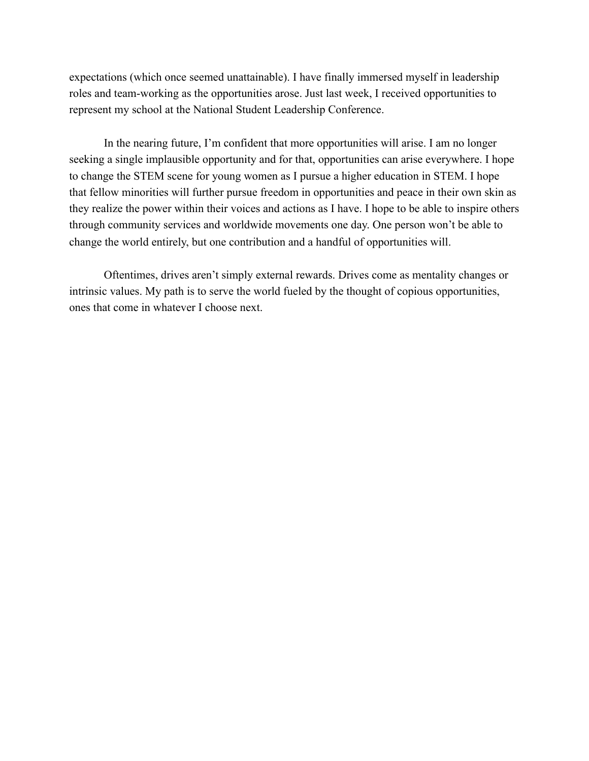expectations (which once seemed unattainable). I have finally immersed myself in leadership roles and team-working as the opportunities arose. Just last week, I received opportunities to represent my school at the National Student Leadership Conference.

In the nearing future, I'm confident that more opportunities will arise. I am no longer seeking a single implausible opportunity and for that, opportunities can arise everywhere. I hope to change the STEM scene for young women as I pursue a higher education in STEM. I hope that fellow minorities will further pursue freedom in opportunities and peace in their own skin as they realize the power within their voices and actions as I have. I hope to be able to inspire others through community services and worldwide movements one day. One person won't be able to change the world entirely, but one contribution and a handful of opportunities will.

Oftentimes, drives aren't simply external rewards. Drives come as mentality changes or intrinsic values. My path is to serve the world fueled by the thought of copious opportunities, ones that come in whatever I choose next.